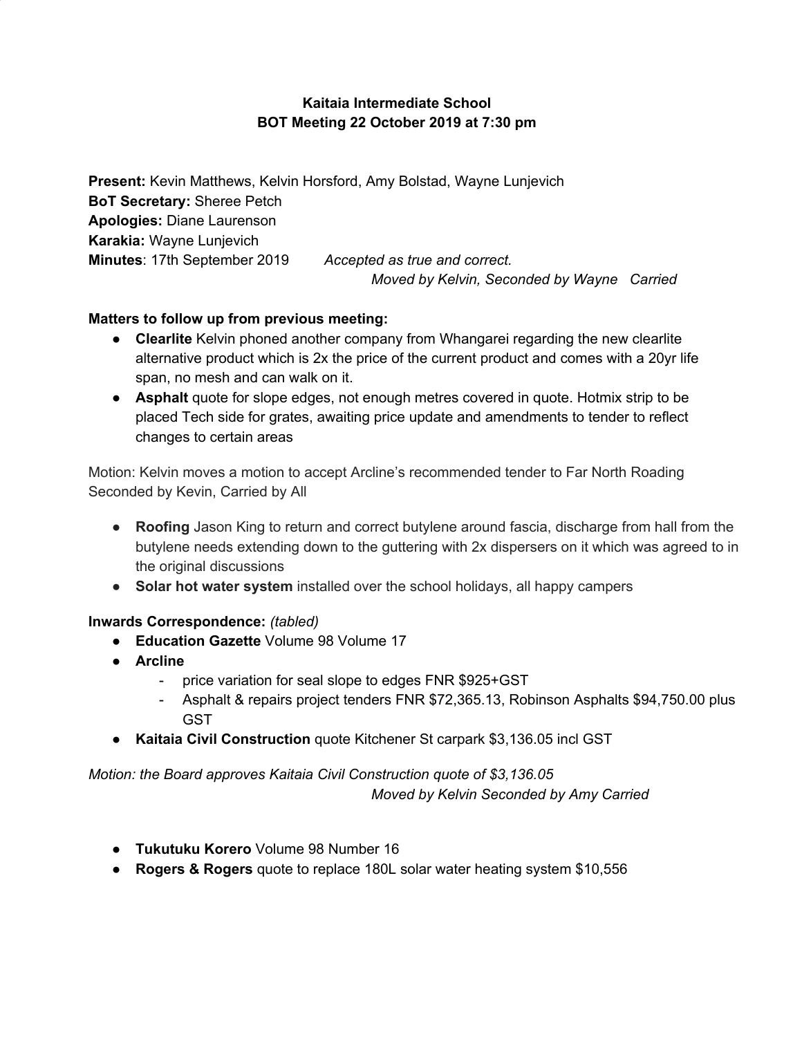**Kaitaia Intermediate School**
**BOT Meeting 22 October 2019 at 7:30 pm**

**Present:** Kevin Matthews, Kelvin Horsford, Amy Bolstad, Wayne Lunjevich
**BoT Secretary:** Sheree Petch
**Apologies:** Diane Laurenson
**Karakia:** Wayne Lunjevich
**Minutes**: 17th September 2019 *Accepted as true and correct.*
*Moved by Kelvin, Seconded by Wayne Carried*

**Matters to follow up from previous meeting:**

- **Clearlite** Kelvin phoned another company from Whangarei regarding the new clearlite alternative product which is 2x the price of the current product and comes with a 20yr life span, no mesh and can walk on it.
- **Asphalt** quote for slope edges, not enough metres covered in quote. Hotmix strip to be placed Tech side for grates, awaiting price update and amendments to tender to reflect changes to certain areas

Motion: Kelvin moves a motion to accept Arcline's recommended tender to Far North Roading Seconded by Kevin, Carried by All

- **Roofing** Jason King to return and correct butylene around fascia, discharge from hall from the butylene needs extending down to the guttering with 2x dispersers on it which was agreed to in the original discussions
- **Solar hot water system** installed over the school holidays, all happy campers

**Inwards Correspondence:** *(tabled)*

- **Education Gazette** Volume 98 Volume 17
- **Arcline**
  - price variation for seal slope to edges FNR $925+GST
  - Asphalt & repairs project tenders FNR $72,365.13, Robinson Asphalts $94,750.00 plus GST
- **Kaitaia Civil Construction** quote Kitchener St carpark $3,136.05 incl GST

*Motion: the Board approves Kaitaia Civil Construction quote of $3,136.05*
*Moved by Kelvin Seconded by Amy Carried*

- **Tukutuku Korero** Volume 98 Number 16
- **Rogers & Rogers** quote to replace 180L solar water heating system $10,556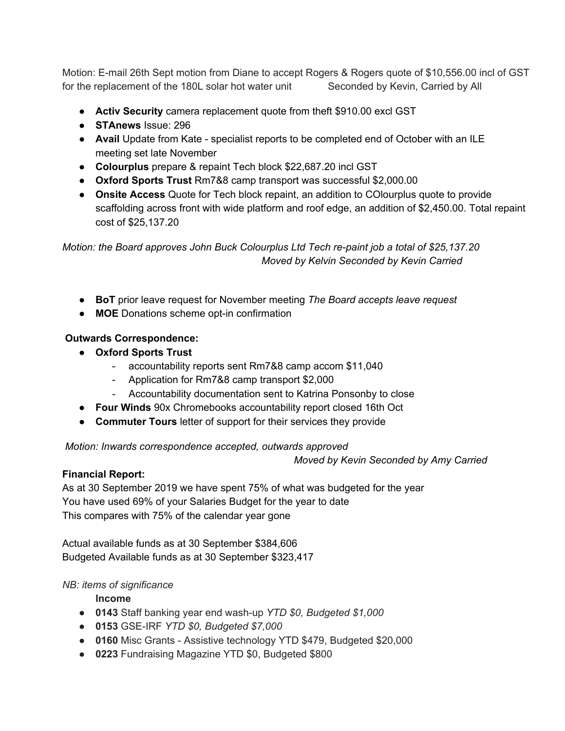Motion: E-mail 26th Sept motion from Diane to accept Rogers & Rogers quote of $10,556.00 incl of GST for the replacement of the 180L solar hot water unit Seconded by Kevin, Carried by All

- **Activ Security** camera replacement quote from theft $910.00 excl GST
- **STAnews** Issue: 296
- **Avail** Update from Kate - specialist reports to be completed end of October with an ILE meeting set late November
- **Colourplus** prepare & repaint Tech block $22,687.20 incl GST
- **Oxford Sports Trust** Rm7&8 camp transport was successful $2,000.00
- **Onsite Access** Quote for Tech block repaint, an addition to COlourplus quote to provide scaffolding across front with wide platform and roof edge, an addition of $2,450.00. Total repaint cost of $25,137.20

*Motion: the Board approves John Buck Colourplus Ltd Tech re-paint job a total of $25,137.20*
*Moved by Kelvin Seconded by Kevin Carried*

- **BoT** prior leave request for November meeting *The Board accepts leave request*
- **MOE** Donations scheme opt-in confirmation

**Outwards Correspondence:**

- **Oxford Sports Trust**
  - accountability reports sent Rm7&8 camp accom $11,040
  - Application for Rm7&8 camp transport $2,000
  - Accountability documentation sent to Katrina Ponsonby to close
- **Four Winds** 90x Chromebooks accountability report closed 16th Oct
- **Commuter Tours** letter of support for their services they provide

*Motion: Inwards correspondence accepted, outwards approved*
*Moved by Kevin Seconded by Amy Carried*

**Financial Report:**

As at 30 September 2019 we have spent 75% of what was budgeted for the year
You have used 69% of your Salaries Budget for the year to date
This compares with 75% of the calendar year gone

Actual available funds as at 30 September $384,606
Budgeted Available funds as at 30 September $323,417

*NB: items of significance*

**Income**

- **0143** Staff banking year end wash-up *YTD $0, Budgeted $1,000*
- **0153** GSE-IRF *YTD $0, Budgeted $7,000*
- **0160** Misc Grants - Assistive technology YTD $479, Budgeted $20,000
- **0223** Fundraising Magazine YTD $0, Budgeted $800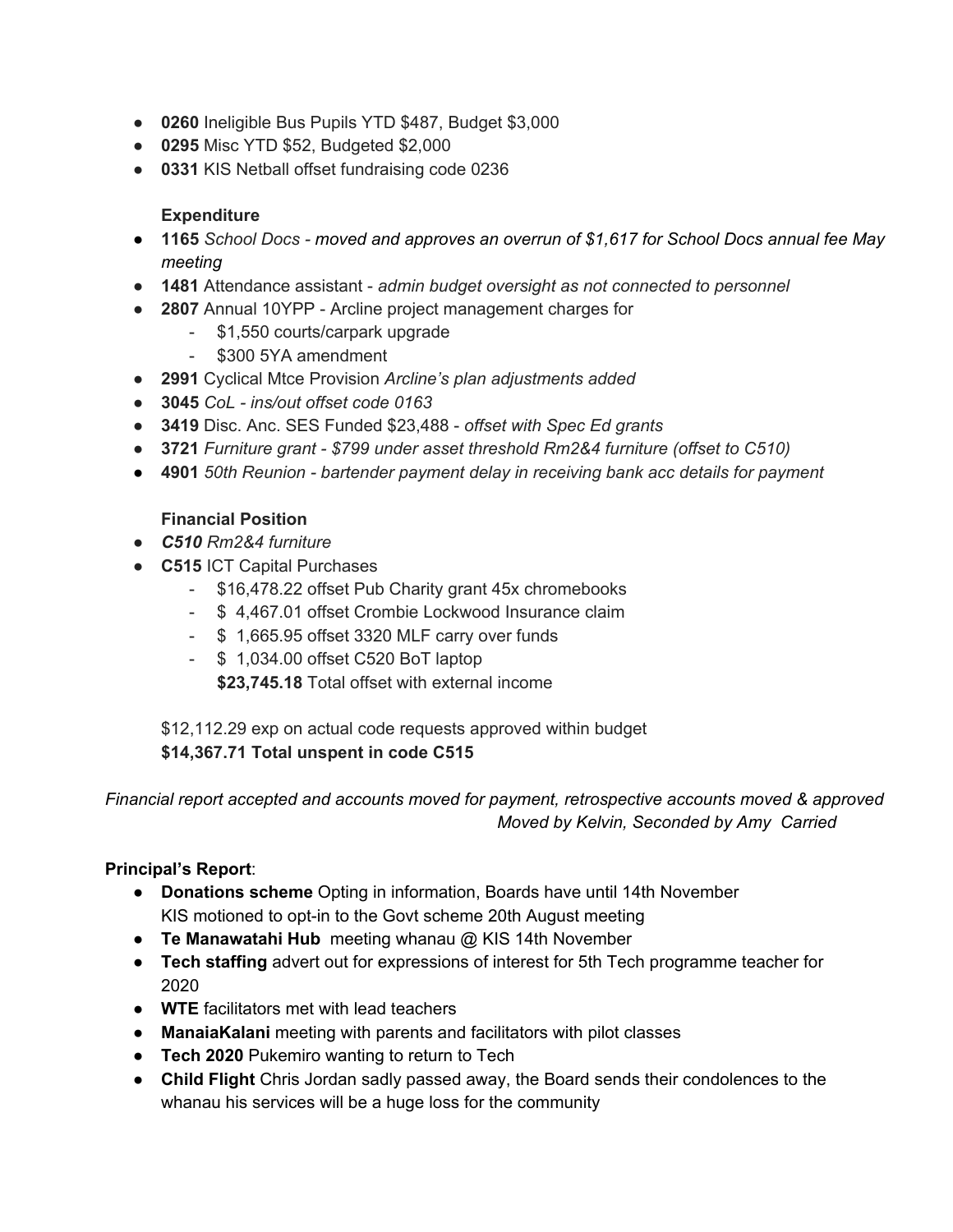- **0260** Ineligible Bus Pupils YTD $487, Budget $3,000
- **0295** Misc YTD $52, Budgeted $2,000
- **0331** KIS Netball offset fundraising code 0236

**Expenditure**

- **1165** *School Docs - moved and approves an overrun of $1,617 for School Docs annual fee May meeting*
- **1481** Attendance assistant - *admin budget oversight as not connected to personnel*
- **2807** Annual 10YPP - Arcline project management charges for
  - $1,550 courts/carpark upgrade
  - $300 5YA amendment
- **2991** Cyclical Mtce Provision *Arcline's plan adjustments added*
- **3045** *CoL - ins/out offset code 0163*
- **3419** Disc. Anc. SES Funded $23,488 - *offset with Spec Ed grants*
- **3721** *Furniture grant - $799 under asset threshold Rm2&4 furniture (offset to C510)*
- **4901** *50th Reunion - bartender payment delay in receiving bank acc details for payment*

**Financial Position**

- ***C510*** *Rm2&4 furniture*
- **C515** ICT Capital Purchases
  - $16,478.22 offset Pub Charity grant 45x chromebooks
  - $ 4,467.01 offset Crombie Lockwood Insurance claim
  - $ 1,665.95 offset 3320 MLF carry over funds
  - $ 1,034.00 offset C520 BoT laptop

  **$23,745.18** Total offset with external income

$12,112.29 exp on actual code requests approved within budget
**$14,367.71 Total unspent in code C515**

*Financial report accepted and accounts moved for payment, retrospective accounts moved & approved*
*Moved by Kelvin, Seconded by Amy Carried*

**Principal's Report**:

- **Donations scheme** Opting in information, Boards have until 14th November
  KIS motioned to opt-in to the Govt scheme 20th August meeting
- **Te Manawatahi Hub** meeting whanau @ KIS 14th November
- **Tech staffing** advert out for expressions of interest for 5th Tech programme teacher for 2020
- **WTE** facilitators met with lead teachers
- **ManaiaKalani** meeting with parents and facilitators with pilot classes
- **Tech 2020** Pukemiro wanting to return to Tech
- **Child Flight** Chris Jordan sadly passed away, the Board sends their condolences to the whanau his services will be a huge loss for the community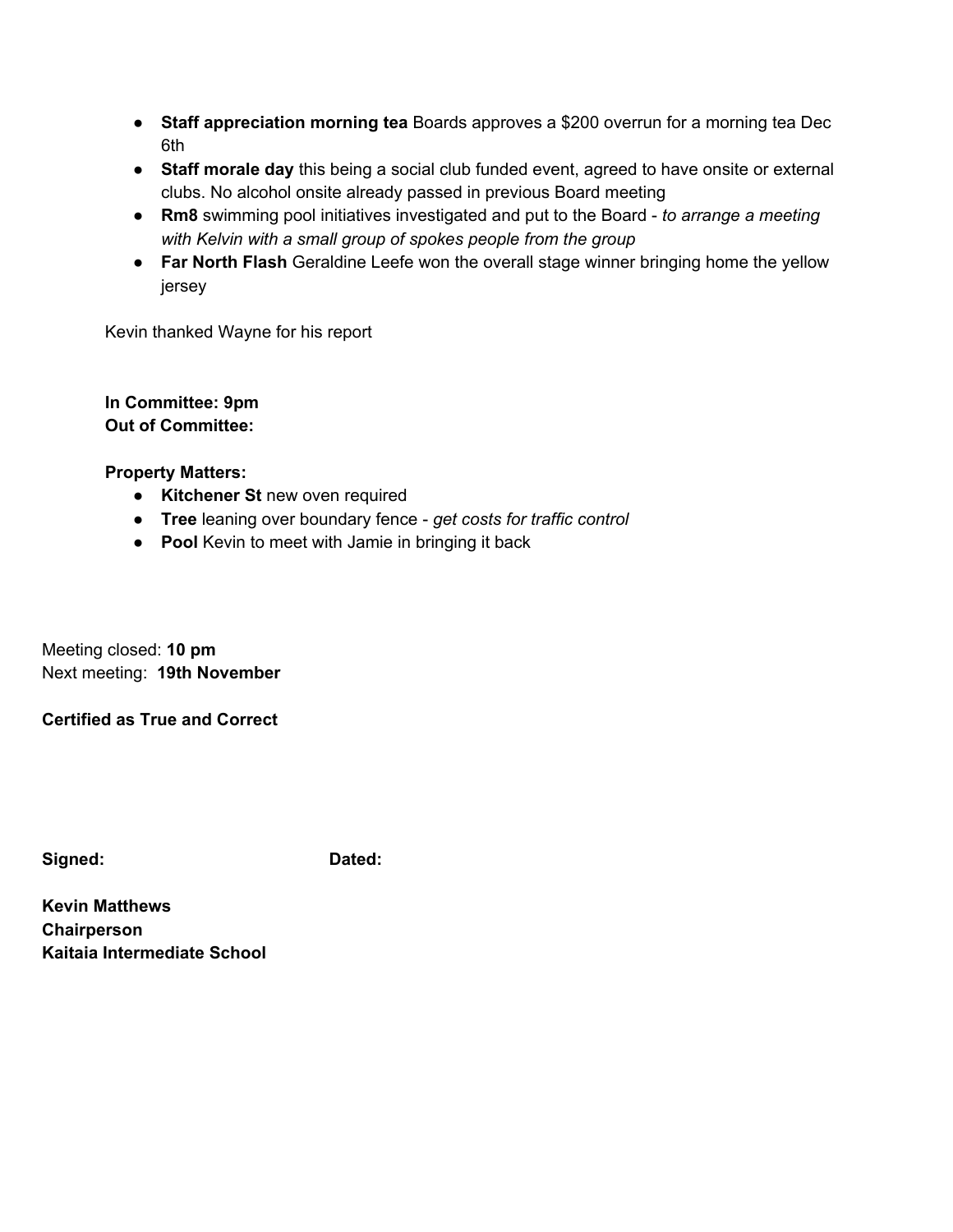- **Staff appreciation morning tea** Boards approves a $200 overrun for a morning tea Dec 6th
- **Staff morale day** this being a social club funded event, agreed to have onsite or external clubs. No alcohol onsite already passed in previous Board meeting
- **Rm8** swimming pool initiatives investigated and put to the Board - *to arrange a meeting with Kelvin with a small group of spokes people from the group*
- **Far North Flash** Geraldine Leefe won the overall stage winner bringing home the yellow jersey

Kevin thanked Wayne for his report

**In Committee: 9pm**
**Out of Committee:**

**Property Matters:**

- **Kitchener St** new oven required
- **Tree** leaning over boundary fence - *get costs for traffic control*
- **Pool** Kevin to meet with Jamie in bringing it back

Meeting closed: **10 pm**
Next meeting: **19th November**

**Certified as True and Correct**

**Signed:** **Dated:**

**Kevin Matthews**
**Chairperson**
**Kaitaia Intermediate School**